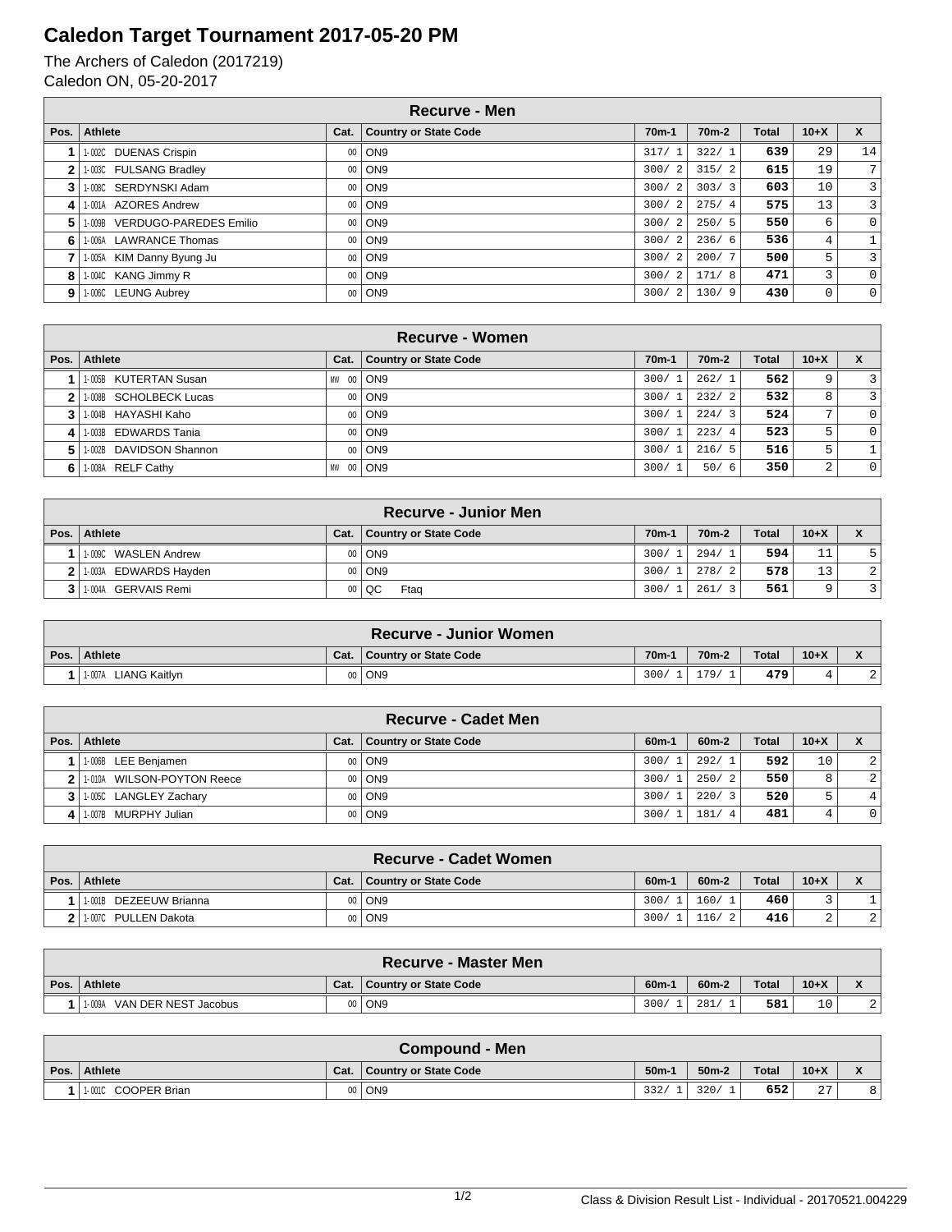# Caledon Target Tournament 2017-05-20 PM

The Archers of Caledon (2017219)
Caledon ON, 05-20-2017

## Recurve - Men

| Pos. | Athlete | Cat. | Country or State Code | 70m-1 | 70m-2 | Total | 10+X | X |
|---|---|---|---|---|---|---|---|---|
| 1 | 1-002C DUENAS Crispin | 00 | ON9 | 317/ 1 | 322/ 1 | 639 | 29 | 14 |
| 2 | 1-003C FULSANG Bradley | 00 | ON9 | 300/ 2 | 315/ 2 | 615 | 19 | 7 |
| 3 | 1-008C SERDYNSKI Adam | 00 | ON9 | 300/ 2 | 303/ 3 | 603 | 10 | 3 |
| 4 | 1-001A AZORES Andrew | 00 | ON9 | 300/ 2 | 275/ 4 | 575 | 13 | 3 |
| 5 | 1-009B VERDUGO-PAREDES Emilio | 00 | ON9 | 300/ 2 | 250/ 5 | 550 | 6 | 0 |
| 6 | 1-006A LAWRANCE Thomas | 00 | ON9 | 300/ 2 | 236/ 6 | 536 | 4 | 1 |
| 7 | 1-005A KIM Danny Byung Ju | 00 | ON9 | 300/ 2 | 200/ 7 | 500 | 5 | 3 |
| 8 | 1-004C KANG Jimmy R | 00 | ON9 | 300/ 2 | 171/ 8 | 471 | 3 | 0 |
| 9 | 1-006C LEUNG Aubrey | 00 | ON9 | 300/ 2 | 130/ 9 | 430 | 0 | 0 |

## Recurve - Women

| Pos. | Athlete | Cat. | Country or State Code | 70m-1 | 70m-2 | Total | 10+X | X |
|---|---|---|---|---|---|---|---|---|
| 1 | 1-005B KUTERTAN Susan | MW 00 | ON9 | 300/ 1 | 262/ 1 | 562 | 9 | 3 |
| 2 | 1-008B SCHOLBECK Lucas | 00 | ON9 | 300/ 1 | 232/ 2 | 532 | 8 | 3 |
| 3 | 1-004B HAYASHI Kaho | 00 | ON9 | 300/ 1 | 224/ 3 | 524 | 7 | 0 |
| 4 | 1-003B EDWARDS Tania | 00 | ON9 | 300/ 1 | 223/ 4 | 523 | 5 | 0 |
| 5 | 1-002B DAVIDSON Shannon | 00 | ON9 | 300/ 1 | 216/ 5 | 516 | 5 | 1 |
| 6 | 1-008A RELF Cathy | MW 00 | ON9 | 300/ 1 | 50/ 6 | 350 | 2 | 0 |

## Recurve - Junior Men

| Pos. | Athlete | Cat. | Country or State Code | 70m-1 | 70m-2 | Total | 10+X | X |
|---|---|---|---|---|---|---|---|---|
| 1 | 1-009C WASLEN Andrew | 00 | ON9 | 300/ 1 | 294/ 1 | 594 | 11 | 5 |
| 2 | 1-003A EDWARDS Hayden | 00 | ON9 | 300/ 1 | 278/ 2 | 578 | 13 | 2 |
| 3 | 1-004A GERVAIS Remi | 00 | QC Ftaq | 300/ 1 | 261/ 3 | 561 | 9 | 3 |

## Recurve - Junior Women

| Pos. | Athlete | Cat. | Country or State Code | 70m-1 | 70m-2 | Total | 10+X | X |
|---|---|---|---|---|---|---|---|---|
| 1 | 1-007A LIANG Kaitlyn | 00 | ON9 | 300/ 1 | 179/ 1 | 479 | 4 | 2 |

## Recurve - Cadet Men

| Pos. | Athlete | Cat. | Country or State Code | 60m-1 | 60m-2 | Total | 10+X | X |
|---|---|---|---|---|---|---|---|---|
| 1 | 1-006B LEE Benjamen | 00 | ON9 | 300/ 1 | 292/ 1 | 592 | 10 | 2 |
| 2 | 1-010A WILSON-POYTON Reece | 00 | ON9 | 300/ 1 | 250/ 2 | 550 | 8 | 2 |
| 3 | 1-005C LANGLEY Zachary | 00 | ON9 | 300/ 1 | 220/ 3 | 520 | 5 | 4 |
| 4 | 1-007B MURPHY Julian | 00 | ON9 | 300/ 1 | 181/ 4 | 481 | 4 | 0 |

## Recurve - Cadet Women

| Pos. | Athlete | Cat. | Country or State Code | 60m-1 | 60m-2 | Total | 10+X | X |
|---|---|---|---|---|---|---|---|---|
| 1 | 1-001B DEZEEUW Brianna | 00 | ON9 | 300/ 1 | 160/ 1 | 460 | 3 | 1 |
| 2 | 1-007C PULLEN Dakota | 00 | ON9 | 300/ 1 | 116/ 2 | 416 | 2 | 2 |

## Recurve - Master Men

| Pos. | Athlete | Cat. | Country or State Code | 60m-1 | 60m-2 | Total | 10+X | X |
|---|---|---|---|---|---|---|---|---|
| 1 | 1-009A VAN DER NEST Jacobus | 00 | ON9 | 300/ 1 | 281/ 1 | 581 | 10 | 2 |

## Compound - Men

| Pos. | Athlete | Cat. | Country or State Code | 50m-1 | 50m-2 | Total | 10+X | X |
|---|---|---|---|---|---|---|---|---|
| 1 | 1-001C COOPER Brian | 00 | ON9 | 332/ 1 | 320/ 1 | 652 | 27 | 8 |

Class & Division Result List - Individual - 20170521.004229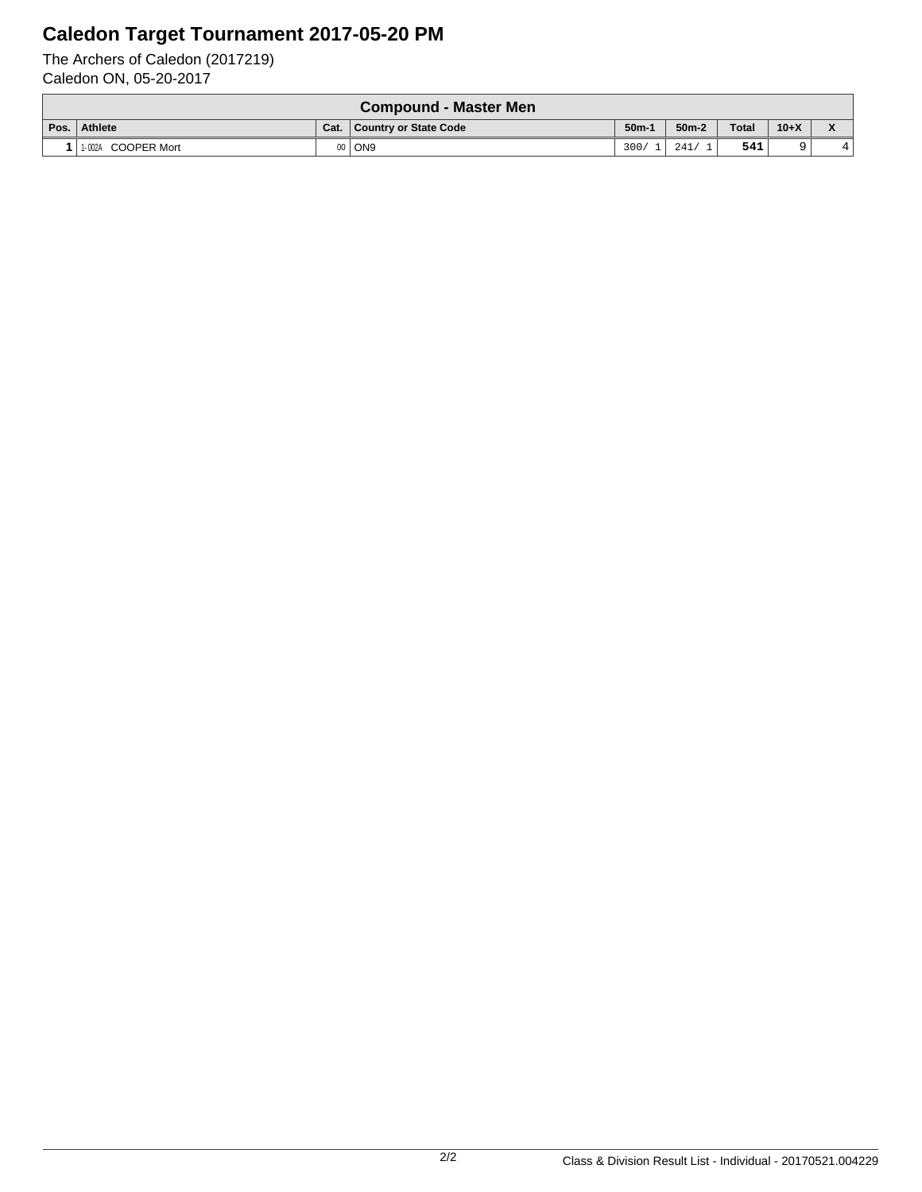# Caledon Target Tournament 2017-05-20 PM

The Archers of Caledon (2017219)
Caledon ON, 05-20-2017

| Compound - Master Men | | | | | | | | |
|---|---|---|---|---|---|---|---|---|
| Pos. | Athlete | Cat. | Country or State Code | 50m-1 | 50m-2 | Total | 10+X | X |
| 1 | 1-002A COOPER Mort | 00 | ON9 | 300/ 1 | 241/ 1 | **541** | 9 | 4 |

Class & Division Result List - Individual - 20170521.004229